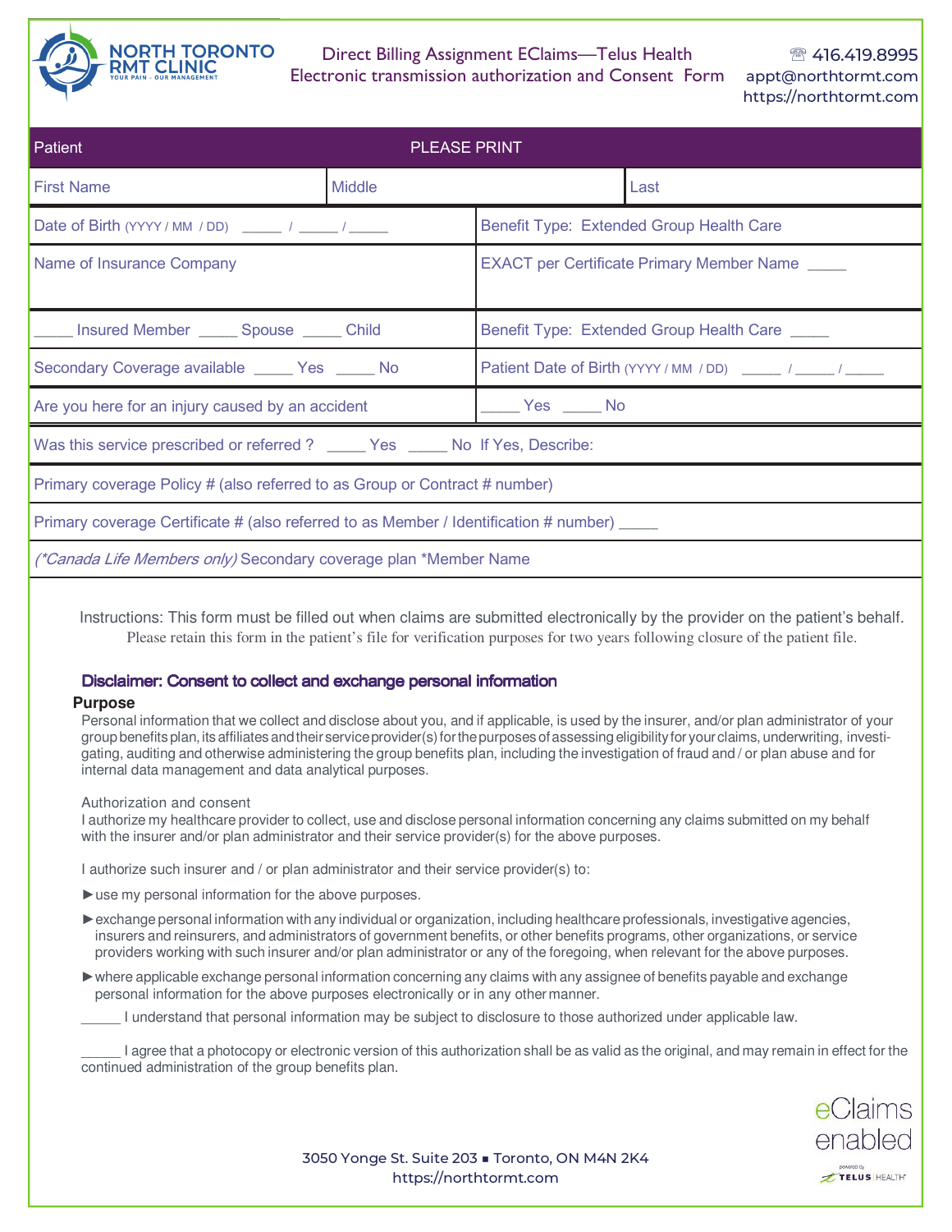NORTH TORONTO RMT CLINIC
YOUR PAIN - OUR MANAGEMENT

Direct Billing Assignment EClaims—Telus Health
Electronic transmission authorization and Consent Form

☏ 416.419.8995
appt@northtormt.com
https://northtormt.com

| Patient | PLEASE PRINT | |
|---|---|---|
| First Name | Middle | Last |

| | |
|---|---|
| Date of Birth (YYYY / MM / DD) _____ / _____ / _____ | Benefit Type: Extended Group Health Care |
| Name of Insurance Company | EXACT per Certificate Primary Member Name _____ |
| _____ Insured Member _____ Spouse _____ Child | Benefit Type: Extended Group Health Care _____ |
| Secondary Coverage available _____ Yes _____ No | Patient Date of Birth (YYYY / MM / DD) _____ / _____ / _____ |
| Are you here for an injury caused by an accident | _____ Yes _____ No |
| Was this service prescribed or referred ? _____ Yes _____ No If Yes, Describe: | |
| Primary coverage Policy # (also referred to as Group or Contract # number) | |
| Primary coverage Certificate # (also referred to as Member / Identification # number) _____ | |
| *(\*Canada Life Members only)* Secondary coverage plan *Member Name | |

Instructions: This form must be filled out when claims are submitted electronically by the provider on the patient's behalf.
Please retain this form in the patient's file for verification purposes for two years following closure of the patient file.

### Disclaimer: Consent to collect and exchange personal information

**Purpose**

Personal information that we collect and disclose about you, and if applicable, is used by the insurer, and/or plan administrator of your group benefits plan, its affiliates and their service provider(s) for the purposes of assessing eligibility for your claims, underwriting, investigating, auditing and otherwise administering the group benefits plan, including the investigation of fraud and / or plan abuse and for internal data management and data analytical purposes.

Authorization and consent

I authorize my healthcare provider to collect, use and disclose personal information concerning any claims submitted on my behalf with the insurer and/or plan administrator and their service provider(s) for the above purposes.

I authorize such insurer and / or plan administrator and their service provider(s) to:

- ►use my personal information for the above purposes.
- ►exchange personal information with any individual or organization, including healthcare professionals, investigative agencies, insurers and reinsurers, and administrators of government benefits, or other benefits programs, other organizations, or service providers working with such insurer and/or plan administrator or any of the foregoing, when relevant for the above purposes.
- ►where applicable exchange personal information concerning any claims with any assignee of benefits payable and exchange personal information for the above purposes electronically or in any other manner.

_____ I understand that personal information may be subject to disclosure to those authorized under applicable law.

_____ I agree that a photocopy or electronic version of this authorization shall be as valid as the original, and may remain in effect for the continued administration of the group benefits plan.

eClaims enabled
powered by TELUS HEALTH

3050 Yonge St. Suite 203 ■ Toronto, ON M4N 2K4
https://northtormt.com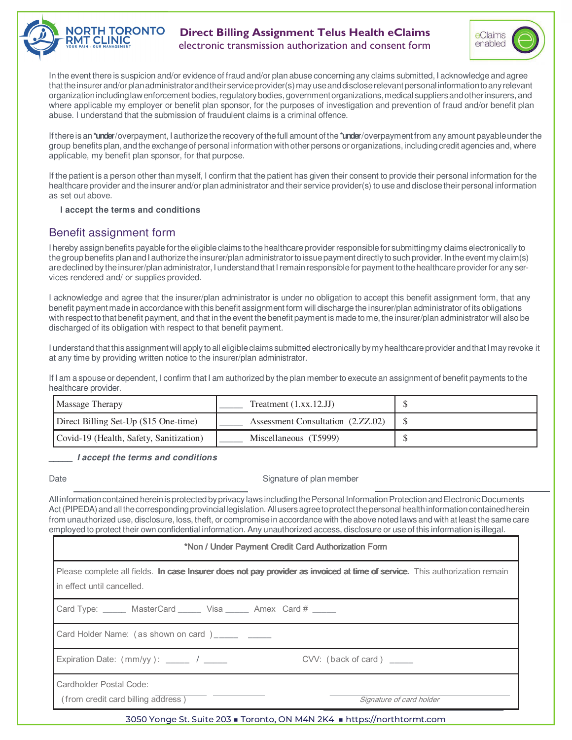NORTH TORONTO RMT CLINIC
YOUR PAIN - OUR MANAGEMENT

# Direct Billing Assignment Telus Health eClaims

electronic transmission authorization and consent form

eClaims enabled

In the event there is suspicion and/or evidence of fraud and/or plan abuse concerning any claims submitted, I acknowledge and agree that the insurer and/or plan administrator and their service provider(s) may use and disclose relevant personal information to any relevant organization including law enforcement bodies, regulatory bodies, government organizations, medical suppliers and other insurers, and where applicable my employer or benefit plan sponsor, for the purposes of investigation and prevention of fraud and/or benefit plan abuse. I understand that the submission of fraudulent claims is a criminal offence.

If there is an ***under**/overpayment, I authorize the recovery of the full amount of the ***under**/overpayment from any amount payable under the group benefits plan, and the exchange of personal information with other persons or organizations, including credit agencies and, where applicable, my benefit plan sponsor, for that purpose.

If the patient is a person other than myself, I confirm that the patient has given their consent to provide their personal information for the healthcare provider and the insurer and/or plan administrator and their service provider(s) to use and disclose their personal information as set out above.

**I accept the terms and conditions**

## Benefit assignment form

I hereby assign benefits payable for the eligible claims to the healthcare provider responsible for submitting my claims electronically to the group benefits plan and I authorize the insurer/plan administrator to issue payment directly to such provider. In the event my claim(s) are declined by the insurer/plan administrator, I understand that I remain responsible for payment to the healthcare provider for any services rendered and/ or supplies provided.

I acknowledge and agree that the insurer/plan administrator is under no obligation to accept this benefit assignment form, that any benefit payment made in accordance with this benefit assignment form will discharge the insurer/plan administrator of its obligations with respect to that benefit payment, and that in the event the benefit payment is made to me, the insurer/plan administrator will also be discharged of its obligation with respect to that benefit payment.

I understand that this assignment will apply to all eligible claims submitted electronically by my healthcare provider and that I may revoke it at any time by providing written notice to the insurer/plan administrator.

If I am a spouse or dependent, I confirm that I am authorized by the plan member to execute an assignment of benefit payments to the healthcare provider.

| | | |
|---|---|---|
| Massage Therapy | _____ Treatment (1.xx.12.JJ) | $ |
| Direct Billing Set-Up ($15 One-time) | _____ Assessment Consultation (2.ZZ.02) | $ |
| Covid-19 (Health, Safety, Sanitization) | _____ Miscellaneous (T5999) | $ |

_____ ***I accept the terms and conditions***

Date ______________________ Signature of plan member ______________________

All information contained herein is protected by privacy laws including the Personal Information Protection and Electronic Documents Act (PIPEDA) and all the corresponding provincial legislation. All users agree to protect the personal health information contained herein from unauthorized use, disclosure, loss, theft, or compromise in accordance with the above noted laws and with at least the same care employed to protect their own confidential information. Any unauthorized access, disclosure or use of this information is illegal.

| **\*Non / Under Payment Credit Card Authorization Form** | |
|---|---|
| Please complete all fields. **In case Insurer does not pay provider as invoiced at time of service.** This authorization remain in effect until cancelled. | |
| Card Type: _____ MasterCard _____ Visa _____ Amex Card # _____ | |
| Card Holder Name: (as shown on card )_____ _____ | |
| Expiration Date: (mm/yy ): _____ / _____ | CVV: (back of card ) _____ |
| Cardholder Postal Code: (from credit card billing address ) _____ _____ | *Signature of card holder* |

3050 Yonge St. Suite 203 ■ Toronto, ON M4N 2K4 ■ https://northtormt.com